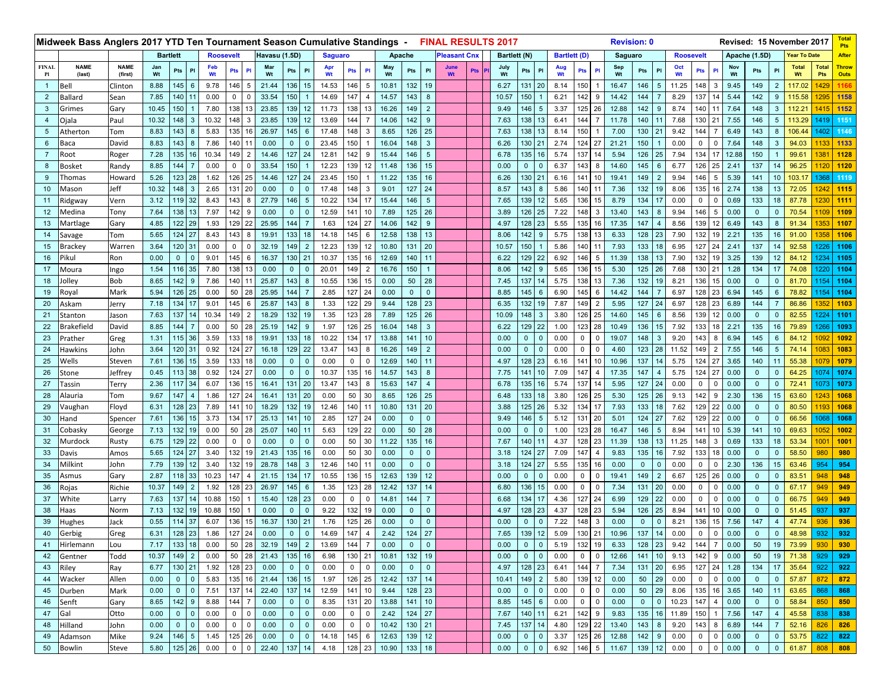# Midweek Bass Anglers 2017 YTD Ten Tournament Season Cumulative Standings - FINAL RESULTS 2017

Revision: 0 — Revised: 15 November 2017

| | | | Bartlett | | | Roosevelt | | | Havasu (1.5D) | | | Saguaro | | | Apache | | | Pleasant Cnx | | | Bartlett (N) | | | Bartlett (D) | | | Saguaro | | | Roosevelt | | | Apache (1.5D) | | | Year To Date | | Total Pts |
|---|---|---|---|---|---|---|---|---|---|---|---|---|---|---|---|---|---|---|---|---|---|---|---|---|---|---|---|---|---|---|---|---|---|---|---|---|---|---|
| FINAL Pl | NAME (last) | NAME (first) | Jan Wt | Pts | Pl | Feb Wt | Pts | Pl | Mar Wt | Pts | Pl | Apr Wt | Pts | Pl | May Wt | Pts | Pl | June Wt | Pts | Pl | July Wt | Pts | Pl | Aug Wt | Pts | Pl | Sep Wt | Pts | Pl | Oct Wt | Pts | Pl | Nov Wt | Pts | Pl | Total Wt | Total Pts | After Throw Outs |
| 1 | Bell | Clinton | 8.88 | 145 | 6 | 9.78 | 146 | 5 | 21.44 | 136 | 15 | 14.53 | 146 | 5 | 10.81 | 132 | 19 | | | | 6.27 | 131 | 20 | 8.14 | 150 | 1 | 16.47 | 146 | 5 | 11.25 | 148 | 3 | 9.45 | 149 | 2 | 117.02 | 1429 | 1166 |
| 2 | Ballard | Sean | 7.85 | 140 | 11 | 0.00 | 0 | 0 | 33.54 | 150 | 1 | 14.69 | 147 | 4 | 14.57 | 143 | 8 | | | | 10.57 | 150 | 1 | 6.21 | 142 | 9 | 14.42 | 144 | 7 | 8.29 | 137 | 14 | 5.44 | 142 | 9 | 115.58 | 1295 | 1158 |
| 3 | Grimes | Gary | 10.45 | 150 | 1 | 7.80 | 138 | 13 | 23.85 | 139 | 12 | 11.73 | 138 | 13 | 16.26 | 149 | 2 | | | | 9.49 | 146 | 5 | 3.37 | 125 | 26 | 12.88 | 142 | 9 | 8.74 | 140 | 11 | 7.64 | 148 | 3 | 112.21 | 1415 | 1152 |
| 4 | Ojala | Paul | 10.32 | 148 | 3 | 10.32 | 148 | 3 | 23.85 | 139 | 12 | 13.69 | 144 | 7 | 14.06 | 142 | 9 | | | | 7.63 | 138 | 13 | 6.41 | 144 | 7 | 11.78 | 140 | 11 | 7.68 | 130 | 21 | 7.55 | 146 | 5 | 113.29 | 1419 | 1151 |
| 5 | Atherton | Tom | 8.83 | 143 | 8 | 5.83 | 135 | 16 | 26.97 | 145 | 6 | 17.48 | 148 | 3 | 8.65 | 126 | 25 | | | | 7.63 | 138 | 13 | 8.14 | 150 | 1 | 7.00 | 130 | 21 | 9.42 | 144 | 7 | 6.49 | 143 | 8 | 106.44 | 1402 | 1146 |
| 6 | Baca | David | 8.83 | 143 | 8 | 7.86 | 140 | 11 | 0.00 | 0 | 0 | 23.45 | 150 | 1 | 16.04 | 148 | 3 | | | | 6.26 | 130 | 21 | 2.74 | 124 | 27 | 21.21 | 150 | 1 | 0.00 | 0 | 0 | 7.64 | 148 | 3 | 94.03 | 1133 | 1133 |
| 7 | Root | Roger | 7.28 | 135 | 16 | 10.34 | 149 | 2 | 14.46 | 127 | 24 | 12.81 | 142 | 9 | 15.44 | 146 | 5 | | | | 6.78 | 135 | 16 | 5.74 | 137 | 14 | 5.94 | 126 | 25 | 7.94 | 134 | 17 | 12.88 | 150 | 1 | 99.61 | 1381 | 1128 |
| 8 | Bosket | Randy | 8.85 | 144 | 7 | 0.00 | 0 | 0 | 33.54 | 150 | 1 | 12.23 | 139 | 12 | 11.48 | 136 | 15 | | | | 0.00 | 0 | 0 | 6.37 | 143 | 8 | 14.60 | 145 | 6 | 6.77 | 126 | 25 | 2.41 | 137 | 14 | 96.25 | 1120 | 1120 |
| 9 | Thomas | Howard | 5.26 | 123 | 28 | 1.62 | 126 | 25 | 14.46 | 127 | 24 | 23.45 | 150 | 1 | 11.22 | 135 | 16 | | | | 6.26 | 130 | 21 | 6.16 | 141 | 10 | 19.41 | 149 | 2 | 9.94 | 146 | 5 | 5.39 | 141 | 10 | 103.17 | 1368 | 1119 |
| 10 | Mason | Jeff | 10.32 | 148 | 3 | 2.65 | 131 | 20 | 0.00 | 0 | 0 | 17.48 | 148 | 3 | 9.01 | 127 | 24 | | | | 8.57 | 143 | 8 | 5.86 | 140 | 11 | 7.36 | 132 | 19 | 8.06 | 135 | 16 | 2.74 | 138 | 13 | 72.05 | 1242 | 1115 |
| 11 | Ridgway | Vern | 3.12 | 119 | 32 | 8.43 | 143 | 8 | 27.79 | 146 | 5 | 10.22 | 134 | 17 | 15.44 | 146 | 5 | | | | 7.65 | 139 | 12 | 5.65 | 136 | 15 | 8.79 | 134 | 17 | 0.00 | 0 | 0 | 0.69 | 133 | 18 | 87.78 | 1230 | 1111 |
| 12 | Medina | Tony | 7.64 | 138 | 13 | 7.97 | 142 | 9 | 0.00 | 0 | 0 | 12.59 | 141 | 10 | 7.89 | 125 | 26 | | | | 3.89 | 126 | 25 | 7.22 | 148 | 3 | 13.40 | 143 | 8 | 9.94 | 146 | 5 | 0.00 | 0 | 0 | 70.54 | 1109 | 1109 |
| 13 | Martlage | Gary | 4.85 | 122 | 29 | 1.93 | 129 | 22 | 25.95 | 144 | 7 | 1.63 | 124 | 27 | 14.06 | 142 | 9 | | | | 4.97 | 128 | 23 | 5.55 | 135 | 16 | 17.35 | 147 | 4 | 8.56 | 139 | 12 | 6.49 | 143 | 8 | 91.34 | 1353 | 1107 |
| 14 | Savage | Tom | 5.65 | 124 | 27 | 8.43 | 143 | 8 | 19.91 | 133 | 18 | 14.18 | 145 | 6 | 12.58 | 138 | 13 | | | | 8.06 | 142 | 9 | 5.75 | 138 | 13 | 6.33 | 128 | 23 | 7.90 | 132 | 19 | 2.21 | 135 | 16 | 91.00 | 1358 | 1106 |
| 15 | Brackey | Warren | 3.64 | 120 | 31 | 0.00 | 0 | 0 | 32.19 | 149 | 2 | 12.23 | 139 | 12 | 10.80 | 131 | 20 | | | | 10.57 | 150 | 1 | 5.86 | 140 | 11 | 7.93 | 133 | 18 | 6.95 | 127 | 24 | 2.41 | 137 | 14 | 92.58 | 1226 | 1106 |
| 16 | Pikul | Ron | 0.00 | 0 | 0 | 9.01 | 145 | 6 | 16.37 | 130 | 21 | 10.37 | 135 | 16 | 12.69 | 140 | 11 | | | | 6.22 | 129 | 22 | 6.92 | 146 | 5 | 11.39 | 138 | 13 | 7.90 | 132 | 19 | 3.25 | 139 | 12 | 84.12 | 1234 | 1105 |
| 17 | Moura | Ingo | 1.54 | 116 | 35 | 7.80 | 138 | 13 | 0.00 | 0 | 0 | 20.01 | 149 | 2 | 16.76 | 150 | 1 | | | | 8.06 | 142 | 9 | 5.65 | 136 | 15 | 5.30 | 125 | 26 | 7.68 | 130 | 21 | 1.28 | 134 | 17 | 74.08 | 1220 | 1104 |
| 18 | Jolley | Bob | 8.65 | 142 | 9 | 7.86 | 140 | 11 | 25.87 | 143 | 8 | 10.55 | 136 | 15 | 0.00 | 50 | 28 | | | | 7.45 | 137 | 14 | 5.75 | 138 | 13 | 7.36 | 132 | 19 | 8.21 | 136 | 15 | 0.00 | 0 | 0 | 81.70 | 1154 | 1104 |
| 19 | Royal | Mark | 5.94 | 126 | 25 | 0.00 | 50 | 28 | 25.95 | 144 | 7 | 2.85 | 127 | 24 | 0.00 | 0 | 0 | | | | 8.85 | 145 | 6 | 6.90 | 145 | 6 | 14.42 | 144 | 7 | 6.97 | 128 | 23 | 6.94 | 145 | 6 | 78.82 | 1154 | 1104 |
| 20 | Askam | Jerry | 7.18 | 134 | 17 | 9.01 | 145 | 6 | 25.87 | 143 | 8 | 1.33 | 122 | 29 | 9.44 | 128 | 23 | | | | 6.35 | 132 | 19 | 7.87 | 149 | 2 | 5.95 | 127 | 24 | 6.97 | 128 | 23 | 6.89 | 144 | 7 | 86.86 | 1352 | 1103 |
| 21 | Stanton | Jason | 7.63 | 137 | 14 | 10.34 | 149 | 2 | 18.29 | 132 | 19 | 1.35 | 123 | 28 | 7.89 | 125 | 26 | | | | 10.09 | 148 | 3 | 3.80 | 126 | 25 | 14.60 | 145 | 6 | 8.56 | 139 | 12 | 0.00 | 0 | 0 | 82.55 | 1224 | 1101 |
| 22 | Brakefield | David | 8.85 | 144 | 7 | 0.00 | 50 | 28 | 25.19 | 142 | 9 | 1.97 | 126 | 25 | 16.04 | 148 | 3 | | | | 6.22 | 129 | 22 | 1.00 | 123 | 28 | 10.49 | 136 | 15 | 7.92 | 133 | 18 | 2.21 | 135 | 16 | 79.89 | 1266 | 1093 |
| 23 | Prather | Greg | 1.31 | 115 | 36 | 3.59 | 133 | 18 | 19.91 | 133 | 18 | 10.22 | 134 | 17 | 13.88 | 141 | 10 | | | | 0.00 | 0 | 0 | 0.00 | 0 | 0 | 19.07 | 148 | 3 | 9.20 | 143 | 8 | 6.94 | 145 | 6 | 84.12 | 1092 | 1092 |
| 24 | Hawkins | John | 3.64 | 120 | 31 | 0.92 | 124 | 27 | 16.18 | 129 | 22 | 13.47 | 143 | 8 | 16.26 | 149 | 2 | | | | 0.00 | 0 | 0 | 0.00 | 0 | 0 | 4.60 | 123 | 28 | 11.52 | 149 | 2 | 7.55 | 146 | 5 | 74.14 | 1083 | 1083 |
| 25 | Wells | Steven | 7.61 | 136 | 15 | 3.59 | 133 | 18 | 0.00 | 0 | 0 | 0.00 | 0 | 0 | 12.69 | 140 | 11 | | | | 4.97 | 128 | 23 | 6.16 | 141 | 10 | 10.96 | 137 | 14 | 5.75 | 124 | 27 | 3.65 | 140 | 11 | 55.38 | 1079 | 1079 |
| 26 | Stone | Jeffrey | 0.45 | 113 | 38 | 0.92 | 124 | 27 | 0.00 | 0 | 0 | 10.37 | 135 | 16 | 14.57 | 143 | 8 | | | | 7.75 | 141 | 10 | 7.09 | 147 | 4 | 17.35 | 147 | 4 | 5.75 | 124 | 27 | 0.00 | 0 | 0 | 64.25 | 1074 | 1074 |
| 27 | Tassin | Terry | 2.36 | 117 | 34 | 6.07 | 136 | 15 | 16.41 | 131 | 20 | 13.47 | 143 | 8 | 15.63 | 147 | 4 | | | | 6.78 | 135 | 16 | 5.74 | 137 | 14 | 5.95 | 127 | 24 | 0.00 | 0 | 0 | 0.00 | 0 | 0 | 72.41 | 1073 | 1073 |
| 28 | Alauria | Tom | 9.67 | 147 | 4 | 1.86 | 127 | 24 | 16.41 | 131 | 20 | 0.00 | 50 | 30 | 8.65 | 126 | 25 | | | | 6.48 | 133 | 18 | 3.80 | 126 | 25 | 5.30 | 125 | 26 | 9.13 | 142 | 9 | 2.30 | 136 | 15 | 63.60 | 1243 | 1068 |
| 29 | Vaughan | Floyd | 6.31 | 128 | 23 | 7.89 | 141 | 10 | 18.29 | 132 | 19 | 12.46 | 140 | 11 | 10.80 | 131 | 20 | | | | 3.88 | 125 | 26 | 5.32 | 134 | 17 | 7.93 | 133 | 18 | 7.62 | 129 | 22 | 0.00 | 0 | 0 | 80.50 | 1193 | 1068 |
| 30 | Hand | Spencer | 7.61 | 136 | 15 | 3.73 | 134 | 17 | 25.13 | 141 | 10 | 2.85 | 127 | 24 | 0.00 | 0 | 0 | | | | 9.49 | 146 | 5 | 5.12 | 131 | 20 | 5.01 | 124 | 27 | 7.62 | 129 | 22 | 0.00 | 0 | 0 | 66.56 | 1068 | 1068 |
| 31 | Cobasky | George | 7.13 | 132 | 19 | 0.00 | 50 | 28 | 25.07 | 140 | 11 | 5.63 | 129 | 22 | 0.00 | 50 | 28 | | | | 0.00 | 0 | 0 | 1.00 | 123 | 28 | 16.47 | 146 | 5 | 8.94 | 141 | 10 | 5.39 | 141 | 10 | 69.63 | 1052 | 1002 |
| 32 | Murdock | Rusty | 6.75 | 129 | 22 | 0.00 | 0 | 0 | 0.00 | 0 | 0 | 0.00 | 50 | 30 | 11.22 | 135 | 16 | | | | 7.67 | 140 | 11 | 4.37 | 128 | 23 | 11.39 | 138 | 13 | 11.25 | 148 | 3 | 0.69 | 133 | 18 | 53.34 | 1001 | 1001 |
| 33 | Davis | Amos | 5.65 | 124 | 27 | 3.40 | 132 | 19 | 21.43 | 135 | 16 | 0.00 | 50 | 30 | 0.00 | 0 | 0 | | | | 3.18 | 124 | 27 | 7.09 | 147 | 4 | 9.83 | 135 | 16 | 7.92 | 133 | 18 | 0.00 | 0 | 0 | 58.50 | 980 | 980 |
| 34 | Milkint | John | 7.79 | 139 | 12 | 3.40 | 132 | 19 | 28.78 | 148 | 3 | 12.46 | 140 | 11 | 0.00 | 0 | 0 | | | | 3.18 | 124 | 27 | 5.55 | 135 | 16 | 0.00 | 0 | 0 | 0.00 | 0 | 0 | 2.30 | 136 | 15 | 63.46 | 954 | 954 |
| 35 | Asmus | Gary | 2.87 | 118 | 33 | 10.23 | 147 | 4 | 21.15 | 134 | 17 | 10.55 | 136 | 15 | 12.63 | 139 | 12 | | | | 0.00 | 0 | 0 | 0.00 | 0 | 0 | 19.41 | 149 | 2 | 6.67 | 125 | 26 | 0.00 | 0 | 0 | 83.51 | 948 | 948 |
| 36 | Rojas | Richie | 10.37 | 149 | 2 | 1.92 | 128 | 23 | 26.97 | 145 | 6 | 1.35 | 123 | 28 | 12.42 | 137 | 14 | | | | 6.80 | 136 | 15 | 0.00 | 0 | 0 | 7.34 | 131 | 20 | 0.00 | 0 | 0 | 0.00 | 0 | 0 | 67.17 | 949 | 949 |
| 37 | White | Larry | 7.63 | 137 | 14 | 10.88 | 150 | 1 | 15.40 | 128 | 23 | 0.00 | 0 | 0 | 14.81 | 144 | 7 | | | | 6.68 | 134 | 17 | 4.36 | 127 | 24 | 6.99 | 129 | 22 | 0.00 | 0 | 0 | 0.00 | 0 | 0 | 66.75 | 949 | 949 |
| 38 | Haas | Norm | 7.13 | 132 | 19 | 10.88 | 150 | 1 | 0.00 | 0 | 0 | 9.22 | 132 | 19 | 0.00 | 0 | 0 | | | | 4.97 | 128 | 23 | 4.37 | 128 | 23 | 5.94 | 126 | 25 | 8.94 | 141 | 10 | 0.00 | 0 | 0 | 51.45 | 937 | 937 |
| 39 | Hughes | Jack | 0.55 | 114 | 37 | 6.07 | 136 | 15 | 16.37 | 130 | 21 | 1.76 | 125 | 26 | 0.00 | 0 | 0 | | | | 0.00 | 0 | 0 | 7.22 | 148 | 3 | 0.00 | 0 | 0 | 8.21 | 136 | 15 | 7.56 | 147 | 4 | 47.74 | 936 | 936 |
| 40 | Gerbig | Greg | 6.31 | 128 | 23 | 1.86 | 127 | 24 | 0.00 | 0 | 0 | 14.69 | 147 | 4 | 2.42 | 124 | 27 | | | | 7.65 | 139 | 12 | 5.09 | 130 | 21 | 10.96 | 137 | 14 | 0.00 | 0 | 0 | 0.00 | 0 | 0 | 48.98 | 932 | 932 |
| 41 | Hirlemann | Lou | 7.17 | 133 | 18 | 0.00 | 50 | 28 | 32.19 | 149 | 2 | 13.69 | 144 | 7 | 0.00 | 0 | 0 | | | | 0.00 | 0 | 0 | 5.19 | 132 | 19 | 6.33 | 128 | 23 | 9.42 | 144 | 7 | 0.00 | 50 | 19 | 73.99 | 930 | 930 |
| 42 | Gentner | Todd | 10.37 | 149 | 2 | 0.00 | 50 | 28 | 21.43 | 135 | 16 | 6.98 | 130 | 21 | 10.81 | 132 | 19 | | | | 0.00 | 0 | 0 | 0.00 | 0 | 0 | 12.66 | 141 | 10 | 9.13 | 142 | 9 | 0.00 | 50 | 19 | 71.38 | 929 | 929 |
| 43 | Riley | Ray | 6.77 | 130 | 21 | 1.92 | 128 | 23 | 0.00 | 0 | 0 | 0.00 | 0 | 0 | 0.00 | 0 | 0 | | | | 4.97 | 128 | 23 | 6.41 | 144 | 7 | 7.34 | 131 | 20 | 6.95 | 127 | 24 | 1.28 | 134 | 17 | 35.64 | 922 | 922 |
| 44 | Wacker | Allen | 0.00 | 0 | 0 | 5.83 | 135 | 16 | 21.44 | 136 | 15 | 1.97 | 126 | 25 | 12.42 | 137 | 14 | | | | 10.41 | 149 | 2 | 5.80 | 139 | 12 | 0.00 | 50 | 29 | 0.00 | 0 | 0 | 0.00 | 0 | 0 | 57.87 | 872 | 872 |
| 45 | Durben | Mark | 0.00 | 0 | 0 | 7.51 | 137 | 14 | 22.40 | 137 | 14 | 12.59 | 141 | 10 | 9.44 | 128 | 23 | | | | 0.00 | 0 | 0 | 0.00 | 0 | 0 | 0.00 | 50 | 29 | 8.06 | 135 | 16 | 3.65 | 140 | 11 | 63.65 | 868 | 868 |
| 46 | Senft | Gary | 8.65 | 142 | 9 | 8.88 | 144 | 7 | 0.00 | 0 | 0 | 8.35 | 131 | 20 | 13.88 | 141 | 10 | | | | 8.85 | 145 | 6 | 0.00 | 0 | 0 | 0.00 | 0 | 0 | 10.23 | 147 | 4 | 0.00 | 0 | 0 | 58.84 | 850 | 850 |
| 47 | Gal | Otto | 0.00 | 0 | 0 | 0.00 | 0 | 0 | 0.00 | 0 | 0 | 0.00 | 0 | 0 | 2.42 | 124 | 27 | | | | 7.67 | 140 | 11 | 6.21 | 142 | 9 | 9.83 | 135 | 16 | 11.89 | 150 | 1 | 7.56 | 147 | 4 | 45.58 | 838 | 838 |
| 48 | Hilland | John | 0.00 | 0 | 0 | 0.00 | 0 | 0 | 0.00 | 0 | 0 | 0.00 | 0 | 0 | 10.42 | 130 | 21 | | | | 7.45 | 137 | 14 | 4.80 | 129 | 22 | 13.40 | 143 | 8 | 9.20 | 143 | 8 | 6.89 | 144 | 7 | 52.16 | 826 | 826 |
| 49 | Adamson | Mike | 9.24 | 146 | 5 | 1.45 | 125 | 26 | 0.00 | 0 | 0 | 14.18 | 145 | 6 | 12.63 | 139 | 12 | | | | 0.00 | 0 | 0 | 3.37 | 125 | 26 | 12.88 | 142 | 9 | 0.00 | 0 | 0 | 0.00 | 0 | 0 | 53.75 | 822 | 822 |
| 50 | Bowlin | Steve | 5.80 | 125 | 26 | 0.00 | 0 | 0 | 22.40 | 137 | 14 | 4.18 | 128 | 23 | 10.90 | 133 | 18 | | | | 0.00 | 0 | 0 | 6.92 | 146 | 5 | 11.67 | 139 | 12 | 0.00 | 0 | 0 | 0.00 | 0 | 0 | 61.87 | 808 | 808 |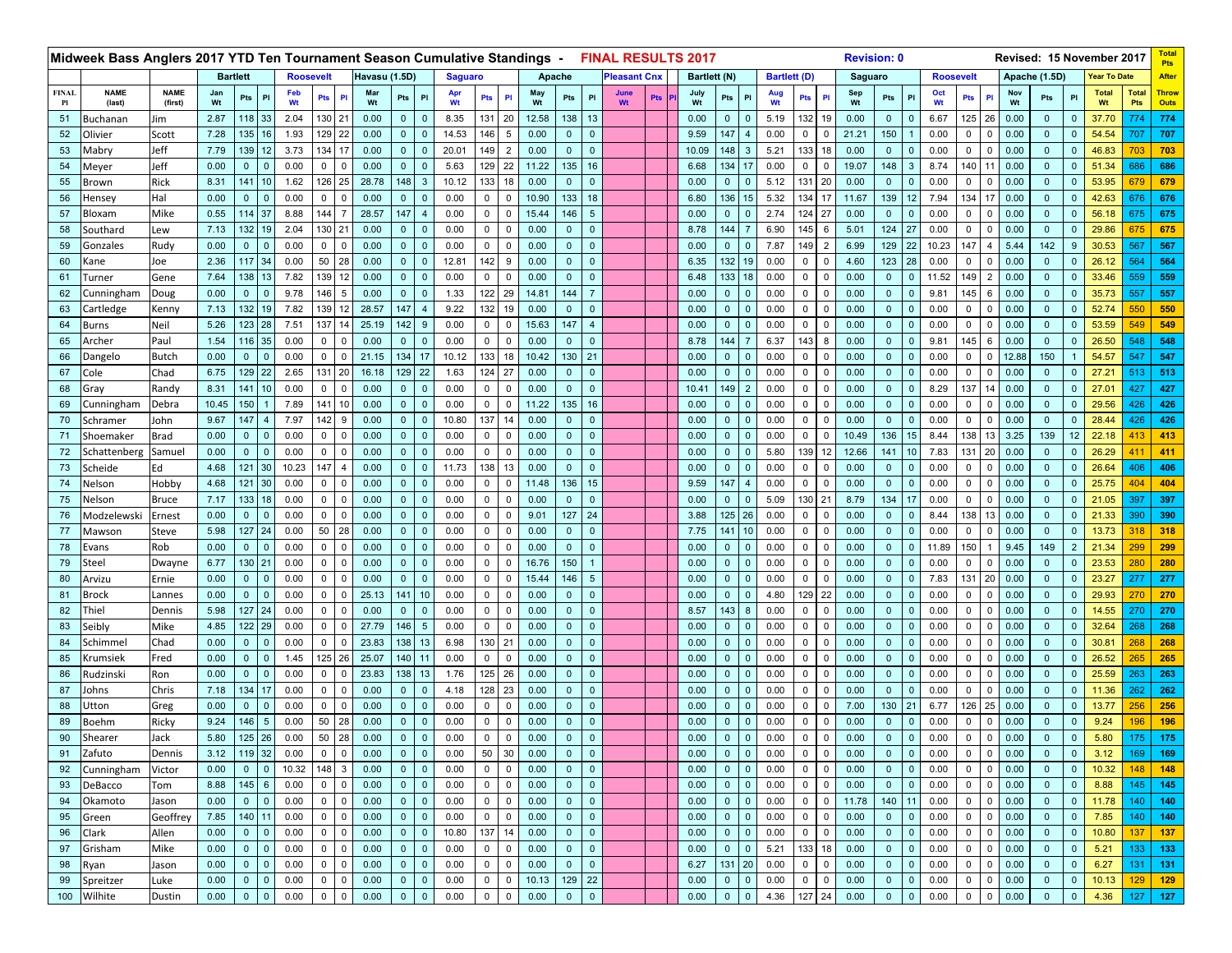| Midweek Bass Anglers 2017 YTD Ten Tournament Season Cumulative Standings - FINAL RESULTS 2017 | | | | | | | | | | | | | | | | | | | | | | Revision: 0 | | | | | | | | Revised: 15 November 2017 | | | | | | | Total Pts |
|---|---|---|---|---|---|---|---|---|---|---|---|---|---|---|---|---|---|---|---|---|---|---|---|---|---|---|---|---|---|---|---|---|---|---|---|---|---|
| | | | Bartlett | | | Roosevelt | | | Havasu (1.5D) | | | Saguaro | | | Apache | | | Pleasant Cnx | | | Bartlett (N) | | | Bartlett (D) | | | Saguaro | | | Roosevelt | | | Apache (1.5D) | | | Year To Date | | After |
| FINAL Pl | NAME (last) | NAME (first) | Jan Wt | Pts | Pl | Feb Wt | Pts | Pl | Mar Wt | Pts | Pl | Apr Wt | Pts | Pl | May Wt | Pts | Pl | June Wt | Pts | Pl | July Wt | Pts | Pl | Aug Wt | Pts | Pl | Sep Wt | Pts | Pl | Oct Wt | Pts | Pl | Nov Wt | Pts | Pl | Total Wt | Total Pts | Throw Outs |
| 51 | Buchanan | Jim | 2.87 | 118 | 33 | 2.04 | 130 | 21 | 0.00 | 0 | 0 | 8.35 | 131 | 20 | 12.58 | 138 | 13 | | | | 0.00 | 0 | 0 | 5.19 | 132 | 19 | 0.00 | 0 | 0 | 6.67 | 125 | 26 | 0.00 | 0 | 0 | 37.70 | 774 | 774 |
| 52 | Olivier | Scott | 7.28 | 135 | 16 | 1.93 | 129 | 22 | 0.00 | 0 | 0 | 14.53 | 146 | 5 | 0.00 | 0 | 0 | | | | 9.59 | 147 | 4 | 0.00 | 0 | 0 | 21.21 | 150 | 1 | 0.00 | 0 | 0 | 0.00 | 0 | 0 | 54.54 | 707 | 707 |
| 53 | Mabry | Jeff | 7.79 | 139 | 12 | 3.73 | 134 | 17 | 0.00 | 0 | 0 | 20.01 | 149 | 2 | 0.00 | 0 | 0 | | | | 10.09 | 148 | 3 | 5.21 | 133 | 18 | 0.00 | 0 | 0 | 0.00 | 0 | 0 | 0.00 | 0 | 0 | 46.83 | 703 | 703 |
| 54 | Meyer | Jeff | 0.00 | 0 | 0 | 0.00 | 0 | 0 | 0.00 | 0 | 0 | 5.63 | 129 | 22 | 11.22 | 135 | 16 | | | | 6.68 | 134 | 17 | 0.00 | 0 | 0 | 19.07 | 148 | 3 | 8.74 | 140 | 11 | 0.00 | 0 | 0 | 51.34 | 686 | 686 |
| 55 | Brown | Rick | 8.31 | 141 | 10 | 1.62 | 126 | 25 | 28.78 | 148 | 3 | 10.12 | 133 | 18 | 0.00 | 0 | 0 | | | | 0.00 | 0 | 0 | 5.12 | 131 | 20 | 0.00 | 0 | 0 | 0.00 | 0 | 0 | 0.00 | 0 | 0 | 53.95 | 679 | 679 |
| 56 | Hensey | Hal | 0.00 | 0 | 0 | 0.00 | 0 | 0 | 0.00 | 0 | 0 | 0.00 | 0 | 0 | 10.90 | 133 | 18 | | | | 6.80 | 136 | 15 | 5.32 | 134 | 17 | 11.67 | 139 | 12 | 7.94 | 134 | 17 | 0.00 | 0 | 0 | 42.63 | 676 | 676 |
| 57 | Bloxam | Mike | 0.55 | 114 | 37 | 8.88 | 144 | 7 | 28.57 | 147 | 4 | 0.00 | 0 | 0 | 15.44 | 146 | 5 | | | | 0.00 | 0 | 0 | 2.74 | 124 | 27 | 0.00 | 0 | 0 | 0.00 | 0 | 0 | 0.00 | 0 | 0 | 56.18 | 675 | 675 |
| 58 | Southard | Lew | 7.13 | 132 | 19 | 2.04 | 130 | 21 | 0.00 | 0 | 0 | 0.00 | 0 | 0 | 0.00 | 0 | 0 | | | | 8.78 | 144 | 7 | 6.90 | 145 | 6 | 5.01 | 124 | 27 | 0.00 | 0 | 0 | 0.00 | 0 | 0 | 29.86 | 675 | 675 |
| 59 | Gonzales | Rudy | 0.00 | 0 | 0 | 0.00 | 0 | 0 | 0.00 | 0 | 0 | 0.00 | 0 | 0 | 0.00 | 0 | 0 | | | | 0.00 | 0 | 0 | 7.87 | 149 | 2 | 6.99 | 129 | 22 | 10.23 | 147 | 4 | 5.44 | 142 | 9 | 30.53 | 567 | 567 |
| 60 | Kane | Joe | 2.36 | 117 | 34 | 0.00 | 50 | 28 | 0.00 | 0 | 0 | 12.81 | 142 | 9 | 0.00 | 0 | 0 | | | | 6.35 | 132 | 19 | 0.00 | 0 | 0 | 4.60 | 123 | 28 | 0.00 | 0 | 0 | 0.00 | 0 | 0 | 26.12 | 564 | 564 |
| 61 | Turner | Gene | 7.64 | 138 | 13 | 7.82 | 139 | 12 | 0.00 | 0 | 0 | 0.00 | 0 | 0 | 0.00 | 0 | 0 | | | | 6.48 | 133 | 18 | 0.00 | 0 | 0 | 0.00 | 0 | 0 | 11.52 | 149 | 2 | 0.00 | 0 | 0 | 33.46 | 559 | 559 |
| 62 | Cunningham | Doug | 0.00 | 0 | 0 | 9.78 | 146 | 5 | 0.00 | 0 | 0 | 1.33 | 122 | 29 | 14.81 | 144 | 7 | | | | 0.00 | 0 | 0 | 0.00 | 0 | 0 | 0.00 | 0 | 0 | 9.81 | 145 | 6 | 0.00 | 0 | 0 | 35.73 | 557 | 557 |
| 63 | Cartledge | Kenny | 7.13 | 132 | 19 | 7.82 | 139 | 12 | 28.57 | 147 | 4 | 9.22 | 132 | 19 | 0.00 | 0 | 0 | | | | 0.00 | 0 | 0 | 0.00 | 0 | 0 | 0.00 | 0 | 0 | 0.00 | 0 | 0 | 0.00 | 0 | 0 | 52.74 | 550 | 550 |
| 64 | Burns | Neil | 5.26 | 123 | 28 | 7.51 | 137 | 14 | 25.19 | 142 | 9 | 0.00 | 0 | 0 | 15.63 | 147 | 4 | | | | 0.00 | 0 | 0 | 0.00 | 0 | 0 | 0.00 | 0 | 0 | 0.00 | 0 | 0 | 0.00 | 0 | 0 | 53.59 | 549 | 549 |
| 65 | Archer | Paul | 1.54 | 116 | 35 | 0.00 | 0 | 0 | 0.00 | 0 | 0 | 0.00 | 0 | 0 | 0.00 | 0 | 0 | | | | 8.78 | 144 | 7 | 6.37 | 143 | 8 | 0.00 | 0 | 0 | 9.81 | 145 | 6 | 0.00 | 0 | 0 | 26.50 | 548 | 548 |
| 66 | Dangelo | Butch | 0.00 | 0 | 0 | 0.00 | 0 | 0 | 21.15 | 134 | 17 | 10.12 | 133 | 18 | 10.42 | 130 | 21 | | | | 0.00 | 0 | 0 | 0.00 | 0 | 0 | 0.00 | 0 | 0 | 0.00 | 0 | 0 | 12.88 | 150 | 1 | 54.57 | 547 | 547 |
| 67 | Cole | Chad | 6.75 | 129 | 22 | 2.65 | 131 | 20 | 16.18 | 129 | 22 | 1.63 | 124 | 27 | 0.00 | 0 | 0 | | | | 0.00 | 0 | 0 | 0.00 | 0 | 0 | 0.00 | 0 | 0 | 0.00 | 0 | 0 | 0.00 | 0 | 0 | 27.21 | 513 | 513 |
| 68 | Gray | Randy | 8.31 | 141 | 10 | 0.00 | 0 | 0 | 0.00 | 0 | 0 | 0.00 | 0 | 0 | 0.00 | 0 | 0 | | | | 10.41 | 149 | 2 | 0.00 | 0 | 0 | 0.00 | 0 | 0 | 8.29 | 137 | 14 | 0.00 | 0 | 0 | 27.01 | 427 | 427 |
| 69 | Cunningham | Debra | 10.45 | 150 | 1 | 7.89 | 141 | 10 | 0.00 | 0 | 0 | 0.00 | 0 | 0 | 11.22 | 135 | 16 | | | | 0.00 | 0 | 0 | 0.00 | 0 | 0 | 0.00 | 0 | 0 | 0.00 | 0 | 0 | 0.00 | 0 | 0 | 29.56 | 426 | 426 |
| 70 | Schramer | John | 9.67 | 147 | 4 | 7.97 | 142 | 9 | 0.00 | 0 | 0 | 10.80 | 137 | 14 | 0.00 | 0 | 0 | | | | 0.00 | 0 | 0 | 0.00 | 0 | 0 | 0.00 | 0 | 0 | 0.00 | 0 | 0 | 0.00 | 0 | 0 | 28.44 | 426 | 426 |
| 71 | Shoemaker | Brad | 0.00 | 0 | 0 | 0.00 | 0 | 0 | 0.00 | 0 | 0 | 0.00 | 0 | 0 | 0.00 | 0 | 0 | | | | 0.00 | 0 | 0 | 0.00 | 0 | 0 | 10.49 | 136 | 15 | 8.44 | 138 | 13 | 3.25 | 139 | 12 | 22.18 | 413 | 413 |
| 72 | Schattenberg | Samuel | 0.00 | 0 | 0 | 0.00 | 0 | 0 | 0.00 | 0 | 0 | 0.00 | 0 | 0 | 0.00 | 0 | 0 | | | | 0.00 | 0 | 0 | 5.80 | 139 | 12 | 12.66 | 141 | 10 | 7.83 | 131 | 20 | 0.00 | 0 | 0 | 26.29 | 411 | 411 |
| 73 | Scheide | Ed | 4.68 | 121 | 30 | 10.23 | 147 | 4 | 0.00 | 0 | 0 | 11.73 | 138 | 13 | 0.00 | 0 | 0 | | | | 0.00 | 0 | 0 | 0.00 | 0 | 0 | 0.00 | 0 | 0 | 0.00 | 0 | 0 | 0.00 | 0 | 0 | 26.64 | 406 | 406 |
| 74 | Nelson | Hobby | 4.68 | 121 | 30 | 0.00 | 0 | 0 | 0.00 | 0 | 0 | 0.00 | 0 | 0 | 11.48 | 136 | 15 | | | | 9.59 | 147 | 4 | 0.00 | 0 | 0 | 0.00 | 0 | 0 | 0.00 | 0 | 0 | 0.00 | 0 | 0 | 25.75 | 404 | 404 |
| 75 | Nelson | Bruce | 7.17 | 133 | 18 | 0.00 | 0 | 0 | 0.00 | 0 | 0 | 0.00 | 0 | 0 | 0.00 | 0 | 0 | | | | 0.00 | 0 | 0 | 5.09 | 130 | 21 | 8.79 | 134 | 17 | 0.00 | 0 | 0 | 0.00 | 0 | 0 | 21.05 | 397 | 397 |
| 76 | Modzelewski | Ernest | 0.00 | 0 | 0 | 0.00 | 0 | 0 | 0.00 | 0 | 0 | 0.00 | 0 | 0 | 9.01 | 127 | 24 | | | | 3.88 | 125 | 26 | 0.00 | 0 | 0 | 0.00 | 0 | 0 | 8.44 | 138 | 13 | 0.00 | 0 | 0 | 21.33 | 390 | 390 |
| 77 | Mawson | Steve | 5.98 | 127 | 24 | 0.00 | 50 | 28 | 0.00 | 0 | 0 | 0.00 | 0 | 0 | 0.00 | 0 | 0 | | | | 7.75 | 141 | 10 | 0.00 | 0 | 0 | 0.00 | 0 | 0 | 0.00 | 0 | 0 | 0.00 | 0 | 0 | 13.73 | 318 | 318 |
| 78 | Evans | Rob | 0.00 | 0 | 0 | 0.00 | 0 | 0 | 0.00 | 0 | 0 | 0.00 | 0 | 0 | 0.00 | 0 | 0 | | | | 0.00 | 0 | 0 | 0.00 | 0 | 0 | 0.00 | 0 | 0 | 11.89 | 150 | 1 | 9.45 | 149 | 2 | 21.34 | 299 | 299 |
| 79 | Steel | Dwayne | 6.77 | 130 | 21 | 0.00 | 0 | 0 | 0.00 | 0 | 0 | 0.00 | 0 | 0 | 16.76 | 150 | 1 | | | | 0.00 | 0 | 0 | 0.00 | 0 | 0 | 0.00 | 0 | 0 | 0.00 | 0 | 0 | 0.00 | 0 | 0 | 23.53 | 280 | 280 |
| 80 | Arvizu | Ernie | 0.00 | 0 | 0 | 0.00 | 0 | 0 | 0.00 | 0 | 0 | 0.00 | 0 | 0 | 15.44 | 146 | 5 | | | | 0.00 | 0 | 0 | 0.00 | 0 | 0 | 0.00 | 0 | 0 | 7.83 | 131 | 20 | 0.00 | 0 | 0 | 23.27 | 277 | 277 |
| 81 | Brock | Lannes | 0.00 | 0 | 0 | 0.00 | 0 | 0 | 25.13 | 141 | 10 | 0.00 | 0 | 0 | 0.00 | 0 | 0 | | | | 0.00 | 0 | 0 | 4.80 | 129 | 22 | 0.00 | 0 | 0 | 0.00 | 0 | 0 | 0.00 | 0 | 0 | 29.93 | 270 | 270 |
| 82 | Thiel | Dennis | 5.98 | 127 | 24 | 0.00 | 0 | 0 | 0.00 | 0 | 0 | 0.00 | 0 | 0 | 0.00 | 0 | 0 | | | | 8.57 | 143 | 8 | 0.00 | 0 | 0 | 0.00 | 0 | 0 | 0.00 | 0 | 0 | 0.00 | 0 | 0 | 14.55 | 270 | 270 |
| 83 | Seibly | Mike | 4.85 | 122 | 29 | 0.00 | 0 | 0 | 27.79 | 146 | 5 | 0.00 | 0 | 0 | 0.00 | 0 | 0 | | | | 0.00 | 0 | 0 | 0.00 | 0 | 0 | 0.00 | 0 | 0 | 0.00 | 0 | 0 | 0.00 | 0 | 0 | 32.64 | 268 | 268 |
| 84 | Schimmel | Chad | 0.00 | 0 | 0 | 0.00 | 0 | 0 | 23.83 | 138 | 13 | 6.98 | 130 | 21 | 0.00 | 0 | 0 | | | | 0.00 | 0 | 0 | 0.00 | 0 | 0 | 0.00 | 0 | 0 | 0.00 | 0 | 0 | 0.00 | 0 | 0 | 30.81 | 268 | 268 |
| 85 | Krumsiek | Fred | 0.00 | 0 | 0 | 1.45 | 125 | 26 | 25.07 | 140 | 11 | 0.00 | 0 | 0 | 0.00 | 0 | 0 | | | | 0.00 | 0 | 0 | 0.00 | 0 | 0 | 0.00 | 0 | 0 | 0.00 | 0 | 0 | 0.00 | 0 | 0 | 26.52 | 265 | 265 |
| 86 | Rudzinski | Ron | 0.00 | 0 | 0 | 0.00 | 0 | 0 | 23.83 | 138 | 13 | 1.76 | 125 | 26 | 0.00 | 0 | 0 | | | | 0.00 | 0 | 0 | 0.00 | 0 | 0 | 0.00 | 0 | 0 | 0.00 | 0 | 0 | 0.00 | 0 | 0 | 25.59 | 263 | 263 |
| 87 | Johns | Chris | 7.18 | 134 | 17 | 0.00 | 0 | 0 | 0.00 | 0 | 0 | 4.18 | 128 | 23 | 0.00 | 0 | 0 | | | | 0.00 | 0 | 0 | 0.00 | 0 | 0 | 0.00 | 0 | 0 | 0.00 | 0 | 0 | 0.00 | 0 | 0 | 11.36 | 262 | 262 |
| 88 | Utton | Greg | 0.00 | 0 | 0 | 0.00 | 0 | 0 | 0.00 | 0 | 0 | 0.00 | 0 | 0 | 0.00 | 0 | 0 | | | | 0.00 | 0 | 0 | 0.00 | 0 | 0 | 7.00 | 130 | 21 | 6.77 | 126 | 25 | 0.00 | 0 | 0 | 13.77 | 256 | 256 |
| 89 | Boehm | Ricky | 9.24 | 146 | 5 | 0.00 | 50 | 28 | 0.00 | 0 | 0 | 0.00 | 0 | 0 | 0.00 | 0 | 0 | | | | 0.00 | 0 | 0 | 0.00 | 0 | 0 | 0.00 | 0 | 0 | 0.00 | 0 | 0 | 0.00 | 0 | 0 | 9.24 | 196 | 196 |
| 90 | Shearer | Jack | 5.80 | 125 | 26 | 0.00 | 50 | 28 | 0.00 | 0 | 0 | 0.00 | 0 | 0 | 0.00 | 0 | 0 | | | | 0.00 | 0 | 0 | 0.00 | 0 | 0 | 0.00 | 0 | 0 | 0.00 | 0 | 0 | 0.00 | 0 | 0 | 5.80 | 175 | 175 |
| 91 | Zafuto | Dennis | 3.12 | 119 | 32 | 0.00 | 0 | 0 | 0.00 | 0 | 0 | 0.00 | 50 | 30 | 0.00 | 0 | 0 | | | | 0.00 | 0 | 0 | 0.00 | 0 | 0 | 0.00 | 0 | 0 | 0.00 | 0 | 0 | 0.00 | 0 | 0 | 3.12 | 169 | 169 |
| 92 | Cunningham | Victor | 0.00 | 0 | 0 | 10.32 | 148 | 3 | 0.00 | 0 | 0 | 0.00 | 0 | 0 | 0.00 | 0 | 0 | | | | 0.00 | 0 | 0 | 0.00 | 0 | 0 | 0.00 | 0 | 0 | 0.00 | 0 | 0 | 0.00 | 0 | 0 | 10.32 | 148 | 148 |
| 93 | DeBacco | Tom | 8.88 | 145 | 6 | 0.00 | 0 | 0 | 0.00 | 0 | 0 | 0.00 | 0 | 0 | 0.00 | 0 | 0 | | | | 0.00 | 0 | 0 | 0.00 | 0 | 0 | 0.00 | 0 | 0 | 0.00 | 0 | 0 | 0.00 | 0 | 0 | 8.88 | 145 | 145 |
| 94 | Okamoto | Jason | 0.00 | 0 | 0 | 0.00 | 0 | 0 | 0.00 | 0 | 0 | 0.00 | 0 | 0 | 0.00 | 0 | 0 | | | | 0.00 | 0 | 0 | 0.00 | 0 | 0 | 11.78 | 140 | 11 | 0.00 | 0 | 0 | 0.00 | 0 | 0 | 11.78 | 140 | 140 |
| 95 | Green | Geoffrey | 7.85 | 140 | 11 | 0.00 | 0 | 0 | 0.00 | 0 | 0 | 0.00 | 0 | 0 | 0.00 | 0 | 0 | | | | 0.00 | 0 | 0 | 0.00 | 0 | 0 | 0.00 | 0 | 0 | 0.00 | 0 | 0 | 0.00 | 0 | 0 | 7.85 | 140 | 140 |
| 96 | Clark | Allen | 0.00 | 0 | 0 | 0.00 | 0 | 0 | 0.00 | 0 | 0 | 10.80 | 137 | 14 | 0.00 | 0 | 0 | | | | 0.00 | 0 | 0 | 0.00 | 0 | 0 | 0.00 | 0 | 0 | 0.00 | 0 | 0 | 0.00 | 0 | 0 | 10.80 | 137 | 137 |
| 97 | Grisham | Mike | 0.00 | 0 | 0 | 0.00 | 0 | 0 | 0.00 | 0 | 0 | 0.00 | 0 | 0 | 0.00 | 0 | 0 | | | | 0.00 | 0 | 0 | 5.21 | 133 | 18 | 0.00 | 0 | 0 | 0.00 | 0 | 0 | 0.00 | 0 | 0 | 5.21 | 133 | 133 |
| 98 | Ryan | Jason | 0.00 | 0 | 0 | 0.00 | 0 | 0 | 0.00 | 0 | 0 | 0.00 | 0 | 0 | 0.00 | 0 | 0 | | | | 6.27 | 131 | 20 | 0.00 | 0 | 0 | 0.00 | 0 | 0 | 0.00 | 0 | 0 | 0.00 | 0 | 0 | 6.27 | 131 | 131 |
| 99 | Spreitzer | Luke | 0.00 | 0 | 0 | 0.00 | 0 | 0 | 0.00 | 0 | 0 | 0.00 | 0 | 0 | 10.13 | 129 | 22 | | | | 0.00 | 0 | 0 | 0.00 | 0 | 0 | 0.00 | 0 | 0 | 0.00 | 0 | 0 | 0.00 | 0 | 0 | 10.13 | 129 | 129 |
| 100 | Wilhite | Dustin | 0.00 | 0 | 0 | 0.00 | 0 | 0 | 0.00 | 0 | 0 | 0.00 | 0 | 0 | 0.00 | 0 | 0 | | | | 0.00 | 0 | 0 | 4.36 | 127 | 24 | 0.00 | 0 | 0 | 0.00 | 0 | 0 | 0.00 | 0 | 0 | 4.36 | 127 | 127 |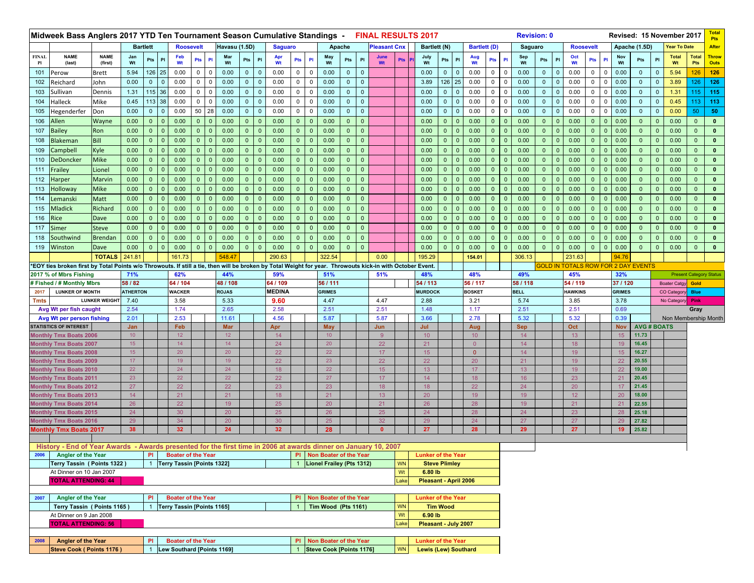# Midweek Bass Anglers 2017 YTD Ten Tournament Season Cumulative Standings - FINAL RESULTS 2017

**Revision: 0** — **Revised: 15 November 2017**

| | | | Bartlett | | | Roosevelt | | | Havasu (1.5D) | | | Saguaro | | | Apache | | | Pleasant Cnx | | | Bartlett (N) | | | Bartlett (D) | | | Saguaro | | | Roosevelt | | | Apache (1.5D) | | | Year To Date | | Total Pts |
|---|---|---|---|---|---|---|---|---|---|---|---|---|---|---|---|---|---|---|---|---|---|---|---|---|---|---|---|---|---|---|---|---|---|---|---|---|---|---|
| FINAL Pl | NAME (last) | NAME (first) | Jan Wt | Pts | Pl | Feb Wt | Pts | Pl | Mar Wt | Pts | Pl | Apr Wt | Pts | Pl | May Wt | Pts | Pl | June Wt | Pts | Pl | July Wt | Pts | Pl | Aug Wt | Pts | Pl | Sep Wt | Pts | Pl | Oct Wt | Pts | Pl | Nov Wt | Pts | Pl | Total Wt | Total Pts | After Throw Outs |
| 101 | Perow | Brett | 5.94 | 126 | 25 | 0.00 | 0 | 0 | 0.00 | 0 | 0 | 0.00 | 0 | 0 | 0.00 | 0 | 0 | | | | 0.00 | 0 | 0 | 0.00 | 0 | 0 | 0.00 | 0 | 0 | 0.00 | 0 | 0 | 0.00 | 0 | 0 | 5.94 | 126 | 126 |
| 102 | Reichard | John | 0.00 | 0 | 0 | 0.00 | 0 | 0 | 0.00 | 0 | 0 | 0.00 | 0 | 0 | 0.00 | 0 | 0 | | | | 3.89 | 126 | 25 | 0.00 | 0 | 0 | 0.00 | 0 | 0 | 0.00 | 0 | 0 | 0.00 | 0 | 0 | 3.89 | 126 | 126 |
| 103 | Sullivan | Dennis | 1.31 | 115 | 36 | 0.00 | 0 | 0 | 0.00 | 0 | 0 | 0.00 | 0 | 0 | 0.00 | 0 | 0 | | | | 0.00 | 0 | 0 | 0.00 | 0 | 0 | 0.00 | 0 | 0 | 0.00 | 0 | 0 | 0.00 | 0 | 0 | 1.31 | 115 | 115 |
| 104 | Halleck | Mike | 0.45 | 113 | 38 | 0.00 | 0 | 0 | 0.00 | 0 | 0 | 0.00 | 0 | 0 | 0.00 | 0 | 0 | | | | 0.00 | 0 | 0 | 0.00 | 0 | 0 | 0.00 | 0 | 0 | 0.00 | 0 | 0 | 0.00 | 0 | 0 | 0.45 | 113 | 113 |
| 105 | Hegenderfer | Don | 0.00 | 0 | 0 | 0.00 | 50 | 28 | 0.00 | 0 | 0 | 0.00 | 0 | 0 | 0.00 | 0 | 0 | | | | 0.00 | 0 | 0 | 0.00 | 0 | 0 | 0.00 | 0 | 0 | 0.00 | 0 | 0 | 0.00 | 0 | 0 | 0.00 | 50 | 50 |
| 106 | Allen | Wayne | 0.00 | 0 | 0 | 0.00 | 0 | 0 | 0.00 | 0 | 0 | 0.00 | 0 | 0 | 0.00 | 0 | 0 | | | | 0.00 | 0 | 0 | 0.00 | 0 | 0 | 0.00 | 0 | 0 | 0.00 | 0 | 0 | 0.00 | 0 | 0 | 0.00 | 0 | 0 |
| 107 | Bailey | Ron | 0.00 | 0 | 0 | 0.00 | 0 | 0 | 0.00 | 0 | 0 | 0.00 | 0 | 0 | 0.00 | 0 | 0 | | | | 0.00 | 0 | 0 | 0.00 | 0 | 0 | 0.00 | 0 | 0 | 0.00 | 0 | 0 | 0.00 | 0 | 0 | 0.00 | 0 | 0 |
| 108 | Blakeman | Bill | 0.00 | 0 | 0 | 0.00 | 0 | 0 | 0.00 | 0 | 0 | 0.00 | 0 | 0 | 0.00 | 0 | 0 | | | | 0.00 | 0 | 0 | 0.00 | 0 | 0 | 0.00 | 0 | 0 | 0.00 | 0 | 0 | 0.00 | 0 | 0 | 0.00 | 0 | 0 |
| 109 | Campbell | Kyle | 0.00 | 0 | 0 | 0.00 | 0 | 0 | 0.00 | 0 | 0 | 0.00 | 0 | 0 | 0.00 | 0 | 0 | | | | 0.00 | 0 | 0 | 0.00 | 0 | 0 | 0.00 | 0 | 0 | 0.00 | 0 | 0 | 0.00 | 0 | 0 | 0.00 | 0 | 0 |
| 110 | DeDoncker | Mike | 0.00 | 0 | 0 | 0.00 | 0 | 0 | 0.00 | 0 | 0 | 0.00 | 0 | 0 | 0.00 | 0 | 0 | | | | 0.00 | 0 | 0 | 0.00 | 0 | 0 | 0.00 | 0 | 0 | 0.00 | 0 | 0 | 0.00 | 0 | 0 | 0.00 | 0 | 0 |
| 111 | Frailey | Lionel | 0.00 | 0 | 0 | 0.00 | 0 | 0 | 0.00 | 0 | 0 | 0.00 | 0 | 0 | 0.00 | 0 | 0 | | | | 0.00 | 0 | 0 | 0.00 | 0 | 0 | 0.00 | 0 | 0 | 0.00 | 0 | 0 | 0.00 | 0 | 0 | 0.00 | 0 | 0 |
| 112 | Harper | Marvin | 0.00 | 0 | 0 | 0.00 | 0 | 0 | 0.00 | 0 | 0 | 0.00 | 0 | 0 | 0.00 | 0 | 0 | | | | 0.00 | 0 | 0 | 0.00 | 0 | 0 | 0.00 | 0 | 0 | 0.00 | 0 | 0 | 0.00 | 0 | 0 | 0.00 | 0 | 0 |
| 113 | Holloway | Mike | 0.00 | 0 | 0 | 0.00 | 0 | 0 | 0.00 | 0 | 0 | 0.00 | 0 | 0 | 0.00 | 0 | 0 | | | | 0.00 | 0 | 0 | 0.00 | 0 | 0 | 0.00 | 0 | 0 | 0.00 | 0 | 0 | 0.00 | 0 | 0 | 0.00 | 0 | 0 |
| 114 | Lemanski | Matt | 0.00 | 0 | 0 | 0.00 | 0 | 0 | 0.00 | 0 | 0 | 0.00 | 0 | 0 | 0.00 | 0 | 0 | | | | 0.00 | 0 | 0 | 0.00 | 0 | 0 | 0.00 | 0 | 0 | 0.00 | 0 | 0 | 0.00 | 0 | 0 | 0.00 | 0 | 0 |
| 115 | Mladick | Richard | 0.00 | 0 | 0 | 0.00 | 0 | 0 | 0.00 | 0 | 0 | 0.00 | 0 | 0 | 0.00 | 0 | 0 | | | | 0.00 | 0 | 0 | 0.00 | 0 | 0 | 0.00 | 0 | 0 | 0.00 | 0 | 0 | 0.00 | 0 | 0 | 0.00 | 0 | 0 |
| 116 | Rice | Dave | 0.00 | 0 | 0 | 0.00 | 0 | 0 | 0.00 | 0 | 0 | 0.00 | 0 | 0 | 0.00 | 0 | 0 | | | | 0.00 | 0 | 0 | 0.00 | 0 | 0 | 0.00 | 0 | 0 | 0.00 | 0 | 0 | 0.00 | 0 | 0 | 0.00 | 0 | 0 |
| 117 | Simer | Steve | 0.00 | 0 | 0 | 0.00 | 0 | 0 | 0.00 | 0 | 0 | 0.00 | 0 | 0 | 0.00 | 0 | 0 | | | | 0.00 | 0 | 0 | 0.00 | 0 | 0 | 0.00 | 0 | 0 | 0.00 | 0 | 0 | 0.00 | 0 | 0 | 0.00 | 0 | 0 |
| 118 | Southwind | Brendan | 0.00 | 0 | 0 | 0.00 | 0 | 0 | 0.00 | 0 | 0 | 0.00 | 0 | 0 | 0.00 | 0 | 0 | | | | 0.00 | 0 | 0 | 0.00 | 0 | 0 | 0.00 | 0 | 0 | 0.00 | 0 | 0 | 0.00 | 0 | 0 | 0.00 | 0 | 0 |
| 119 | Winston | Dave | 0.00 | 0 | 0 | 0.00 | 0 | 0 | 0.00 | 0 | 0 | 0.00 | 0 | 0 | 0.00 | 0 | 0 | | | | 0.00 | 0 | 0 | 0.00 | 0 | 0 | 0.00 | 0 | 0 | 0.00 | 0 | 0 | 0.00 | 0 | 0 | 0.00 | 0 | 0 |
| | | TOTALS | 241.81 | | | 161.73 | | | 548.47 | | | 290.63 | | | 322.54 | | | 0.00 | | | 195.29 | | | 154.01 | | | 306.13 | | | 231.63 | | | 94.76 | | | | | |

*EOY ties broken first by Total Points w/o Throwouts. If still a tie, then will be broken by Total Weight for year. Throwouts kick-in with October Event. — GOLD IN TOTALS ROW FOR 2 DAY EVENTS

| | Jan | Feb | Mar | Apr | May | Jun | Jul | Aug | Sep | Oct | Nov | |
|---|---|---|---|---|---|---|---|---|---|---|---|---|
| 2017 % of Mbrs Fishing | 71% | 62% | 44% | 59% | 51% | 51% | 48% | 48% | 49% | 45% | 32% | Present Category Status |
| # Fished / # Monthly Mbrs | 58 / 82 | 64 / 104 | 48 / 108 | 64 / 109 | 56 / 111 | | 54 / 113 | 56 / 117 | 58 / 118 | 54 / 119 | 37 / 120 | Boater Catgy: Gold |
| 2017 LUNKER OF MONTH | ATHERTON | WACKER | ROJAS | MEDINA | GRIMES | | MURDOCK | BOSKET | BELL | HAWKINS | GRIMES | CO Category: Blue |
| Tmts LUNKER WEIGHT | 7.40 | 3.58 | 5.33 | 9.60 | 4.47 | 4.47 | 2.88 | 3.21 | 5.74 | 3.85 | 3.78 | No Category: Pink |
| Avg Wt per fish caught | 2.54 | 1.74 | 2.65 | 2.58 | 2.51 | 2.51 | 1.48 | 1.17 | 2.51 | 2.51 | 0.69 | Gray |
| Avg Wt per person fishing | 2.01 | 2.53 | 11.61 | 4.56 | 5.87 | 5.87 | 3.66 | 2.78 | 5.32 | 5.32 | 0.39 | Non Membership Month |

| STATISTICS OF INTEREST | Jan | Feb | Mar | Apr | May | Jun | Jul | Aug | Sep | Oct | Nov | AVG # BOATS |
|---|---|---|---|---|---|---|---|---|---|---|---|---|
| Monthly Tmx Boats 2006 | 10 | 12 | 12 | 14 | 10 | 9 | 10 | 10 | 14 | 13 | 15 | 11.73 |
| Monthly Tmx Boats 2007 | 15 | 14 | 14 | 24 | 20 | 22 | 21 | 0 | 14 | 18 | 19 | 16.45 |
| Monthly Tmx Boats 2008 | 15 | 20 | 20 | 22 | 22 | 17 | 15 | 0 | 14 | 19 | 15 | 16.27 |
| Monthly Tmx Boats 2009 | 17 | 19 | 19 | 22 | 23 | 22 | 22 | 20 | 21 | 19 | 22 | 20.55 |
| Monthly Tmx Boats 2010 | 22 | 24 | 24 | 18 | 22 | 15 | 13 | 17 | 13 | 19 | 22 | 19.00 |
| Monthly Tmx Boats 2011 | 23 | 22 | 22 | 22 | 27 | 17 | 14 | 18 | 16 | 23 | 21 | 20.45 |
| Monthly Tmx Boats 2012 | 27 | 22 | 22 | 23 | 23 | 18 | 18 | 22 | 24 | 20 | 17 | 21.45 |
| Monthly Tmx Boats 2013 | 14 | 21 | 21 | 18 | 21 | 13 | 20 | 19 | 19 | 12 | 20 | 18.00 |
| Monthly Tmx Boats 2014 | 26 | 22 | 19 | 25 | 20 | 21 | 26 | 28 | 19 | 21 | 21 | 22.55 |
| Monthly Tmx Boats 2015 | 24 | 30 | 20 | 25 | 26 | 25 | 24 | 28 | 24 | 23 | 28 | 25.18 |
| Monthly Tmx Boats 2016 | 29 | 34 | 20 | 30 | 25 | 32 | 29 | 24 | 27 | 27 | 29 | 27.82 |
| Monthly Tmx Boats 2017 | 38 | 32 | 24 | 32 | 28 | 0 | 27 | 28 | 29 | 27 | 19 | 25.82 |

## History - End of Year Awards - Awards presented for the first time in 2006 at awards dinner on January 10, 2007

| Year | Angler of the Year | Pl | Boater of the Year | Pl | Non Boater of the Year | | Lunker of the Year |
|---|---|---|---|---|---|---|---|
| 2006 | Terry Tassin ( Points 1322 ) | 1 | Terry Tassin [Points 1322] | 1 | Lionel Frailey (Pts 1312) | WN | Steve Plimley |
| | At Dinner on 10 Jan 2007 | | | | | Wt | 6.80 lb |
| | TOTAL ATTENDING: 44 | | | | | Lake | Pleasant - April 2006 |
| 2007 | Terry Tassin ( Points 1165 ) | 1 | Terry Tassin [Points 1165] | 1 | Tim Wood (Pts 1161) | WN | Tim Wood |
| | At Dinner on 9 Jan 2008 | | | | | Wt | 6.90 lb |
| | TOTAL ATTENDING: 56 | | | | | Lake | Pleasant - July 2007 |
| 2008 | Steve Cook ( Points 1176 ) | 1 | Lew Southard [Points 1169] | 1 | Steve Cook [Points 1176] | WN | Lewis (Lew) Southard |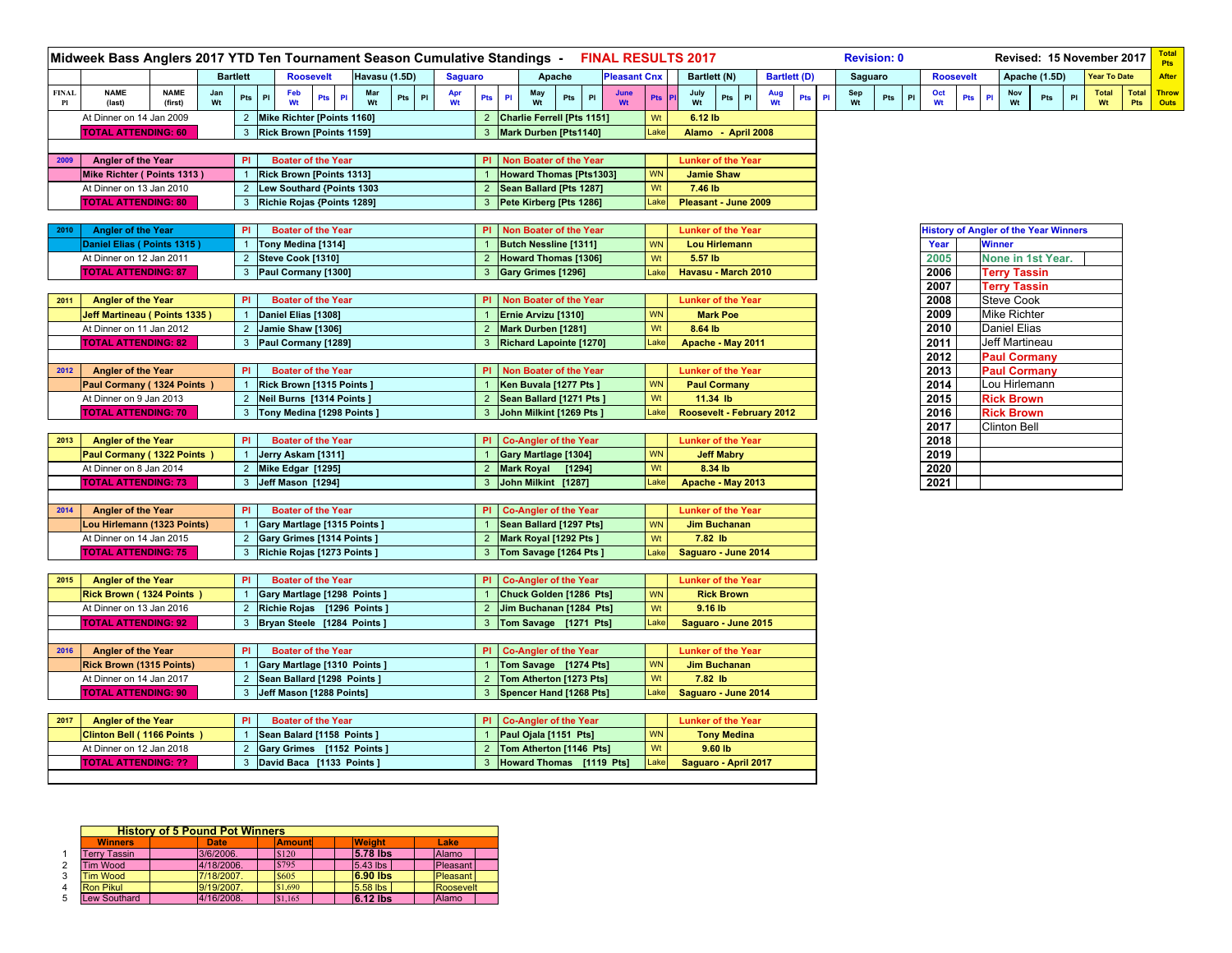# Midweek Bass Anglers 2017 YTD Ten Tournament Season Cumulative Standings - FINAL RESULTS 2017

Revision: 0

Revised: 15 November 2017

| | | | Bartlett | | | Roosevelt | | | Havasu (1.5D) | | | Saguaro | | | Apache | | | Pleasant Cnx | | | Bartlett (N) | | | Bartlett (D) | | | Saguaro | | | Roosevelt | | | Apache (1.5D) | | | Year To Date | | Total Pts |
|---|---|---|---|---|---|---|---|---|---|---|---|---|---|---|---|---|---|---|---|---|---|---|---|---|---|---|---|---|---|---|---|---|---|---|---|---|---|---|
| FINAL Pl | NAME (last) | NAME (first) | Jan Wt | Pts | Pl | Feb Wt | Pts | Pl | Mar Wt | Pts | Pl | Apr Wt | Pts | Pl | May Wt | Pts | Pl | June Wt | Pts | Pl | July Wt | Pts | Pl | Aug Wt | Pts | Pl | Sep Wt | Pts | Pl | Oct Wt | Pts | Pl | Nov Wt | Pts | Pl | Total Wt | Total Pts | After Throw Outs |

| | Pl | | Pl | | | |
|---|---|---|---|---|---|---|
| At Dinner on 14 Jan 2009 | 2 | Mike Richter [Points 1160] | 2 | Charlie Ferrell [Pts 1151] | Wt | 6.12 lb |
| TOTAL ATTENDING: 60 | 3 | Rick Brown [Points 1159] | 3 | Mark Durben [Pts1140] | Lake | Alamo - April 2008 |

| 2009 Angler of the Year | Pl | Boater of the Year | Pl | Non Boater of the Year | | Lunker of the Year |
|---|---|---|---|---|---|---|
| Mike Richter ( Points 1313 ) | 1 | Rick Brown [Points 1313] | 1 | Howard Thomas [Pts1303] | WN | Jamie Shaw |
| At Dinner on 13 Jan 2010 | 2 | Lew Southard {Points 1303 | 2 | Sean Ballard [Pts 1287] | Wt | 7.46 lb |
| TOTAL ATTENDING: 80 | 3 | Richie Rojas {Points 1289] | 3 | Pete Kirberg [Pts 1286] | Lake | Pleasant - June 2009 |

| 2010 Angler of the Year | Pl | Boater of the Year | Pl | Non Boater of the Year | | Lunker of the Year |
|---|---|---|---|---|---|---|
| Daniel Elias ( Points 1315 ) | 1 | Tony Medina [1314] | 1 | Butch Nessline [1311] | WN | Lou Hirlemann |
| At Dinner on 12 Jan 2011 | 2 | Steve Cook [1310] | 2 | Howard Thomas [1306] | Wt | 5.57 lb |
| TOTAL ATTENDING: 87 | 3 | Paul Cormany [1300] | 3 | Gary Grimes [1296] | Lake | Havasu - March 2010 |

| 2011 Angler of the Year | Pl | Boater of the Year | Pl | Non Boater of the Year | | Lunker of the Year |
|---|---|---|---|---|---|---|
| Jeff Martineau ( Points 1335 ) | 1 | Daniel Elias [1308] | 1 | Ernie Arvizu [1310] | WN | Mark Poe |
| At Dinner on 11 Jan 2012 | 2 | Jamie Shaw [1306] | 2 | Mark Durben [1281] | Wt | 8.64 lb |
| TOTAL ATTENDING: 82 | 3 | Paul Cormany [1289] | 3 | Richard Lapointe [1270] | Lake | Apache - May 2011 |

| 2012 Angler of the Year | Pl | Boater of the Year | Pl | Non Boater of the Year | | Lunker of the Year |
|---|---|---|---|---|---|---|
| Paul Cormany ( 1324 Points ) | 1 | Rick Brown [1315 Points ] | 1 | Ken Buvala [1277 Pts ] | WN | Paul Cormany |
| At Dinner on 9 Jan 2013 | 2 | Neil Burns [1314 Points ] | 2 | Sean Ballard [1271 Pts ] | Wt | 11.34 lb |
| TOTAL ATTENDING: 70 | 3 | Tony Medina [1298 Points ] | 3 | John Milkint [1269 Pts ] | Lake | Roosevelt - February 2012 |

| 2013 Angler of the Year | Pl | Boater of the Year | Pl | Co-Angler of the Year | | Lunker of the Year |
|---|---|---|---|---|---|---|
| Paul Cormany ( 1322 Points ) | 1 | Jerry Askam [1311] | 1 | Gary Martlage [1304] | WN | Jeff Mabry |
| At Dinner on 8 Jan 2014 | 2 | Mike Edgar [1295] | 2 | Mark Royal [1294] | Wt | 8.34 lb |
| TOTAL ATTENDING: 73 | 3 | Jeff Mason [1294] | 3 | John Milkint [1287] | Lake | Apache - May 2013 |

| 2014 Angler of the Year | Pl | Boater of the Year | Pl | Co-Angler of the Year | | Lunker of the Year |
|---|---|---|---|---|---|---|
| Lou Hirlemann (1323 Points) | 1 | Gary Martlage [1315 Points ] | 1 | Sean Ballard [1297 Pts] | WN | Jim Buchanan |
| At Dinner on 14 Jan 2015 | 2 | Gary Grimes [1314 Points ] | 2 | Mark Royal [1292 Pts ] | Wt | 7.82 lb |
| TOTAL ATTENDING: 75 | 3 | Richie Rojas [1273 Points ] | 3 | Tom Savage [1264 Pts ] | Lake | Saguaro - June 2014 |

| 2015 Angler of the Year | Pl | Boater of the Year | Pl | Co-Angler of the Year | | Lunker of the Year |
|---|---|---|---|---|---|---|
| Rick Brown ( 1324 Points ) | 1 | Gary Martlage [1298 Points ] | 1 | Chuck Golden [1286 Pts] | WN | Rick Brown |
| At Dinner on 13 Jan 2016 | 2 | Richie Rojas [1296 Points ] | 2 | Jim Buchanan [1284 Pts] | Wt | 9.16 lb |
| TOTAL ATTENDING: 92 | 3 | Bryan Steele [1284 Points ] | 3 | Tom Savage [1271 Pts] | Lake | Saguaro - June 2015 |

| 2016 Angler of the Year | Pl | Boater of the Year | Pl | Co-Angler of the Year | | Lunker of the Year |
|---|---|---|---|---|---|---|
| Rick Brown (1315 Points) | 1 | Gary Martlage [1310 Points ] | 1 | Tom Savage [1274 Pts] | WN | Jim Buchanan |
| At Dinner on 14 Jan 2017 | 2 | Sean Ballard [1298 Points ] | 2 | Tom Atherton [1273 Pts] | Wt | 7.82 lb |
| TOTAL ATTENDING: 90 | 3 | Jeff Mason [1288 Points] | 3 | Spencer Hand [1268 Pts] | Lake | Saguaro - June 2014 |

| 2017 Angler of the Year | Pl | Boater of the Year | Pl | Co-Angler of the Year | | Lunker of the Year |
|---|---|---|---|---|---|---|
| Clinton Bell ( 1166 Points ) | 1 | Sean Balard [1158 Points ] | 1 | Paul Ojala [1151 Pts] | WN | Tony Medina |
| At Dinner on 12 Jan 2018 | 2 | Gary Grimes [1152 Points ] | 2 | Tom Atherton [1146 Pts] | Wt | 9.60 lb |
| TOTAL ATTENDING: ?? | 3 | David Baca [1133 Points ] | 3 | Howard Thomas [1119 Pts] | Lake | Saguaro - April 2017 |

## History of Angler of the Year Winners

| Year | Winner |
|---|---|
| 2005 | None in 1st Year. |
| 2006 | Terry Tassin |
| 2007 | Terry Tassin |
| 2008 | Steve Cook |
| 2009 | Mike Richter |
| 2010 | Daniel Elias |
| 2011 | Jeff Martineau |
| 2012 | Paul Cormany |
| 2013 | Paul Cormany |
| 2014 | Lou Hirlemann |
| 2015 | Rick Brown |
| 2016 | Rick Brown |
| 2017 | Clinton Bell |
| 2018 | |
| 2019 | |
| 2020 | |
| 2021 | |

## History of 5 Pound Pot Winners

| | Winners | Date | Amount | Weight | Lake |
|---|---|---|---|---|---|
| 1 | Terry Tassin | 3/6/2006. | $120 | 5.78 lbs | Alamo |
| 2 | Tim Wood | 4/18/2006. | $795 | 5.43 lbs | Pleasant |
| 3 | Tim Wood | 7/18/2007. | $605 | 6.90 lbs | Pleasant |
| 4 | Ron Pikul | 9/19/2007. | $1,690 | 5.58 lbs | Roosevelt |
| 5 | Lew Southard | 4/16/2008. | $1,165 | 6.12 lbs | Alamo |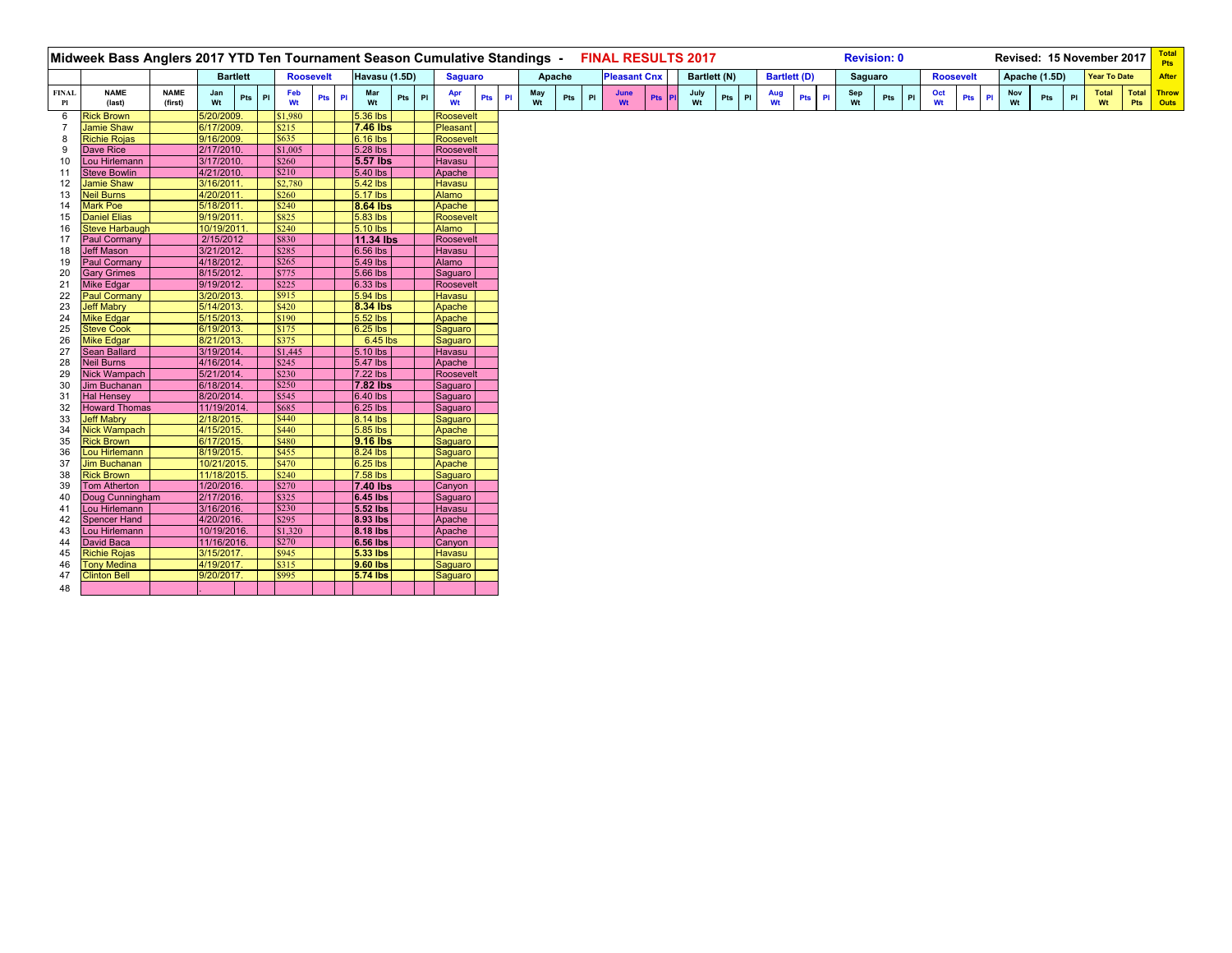# Midweek Bass Anglers 2017 YTD Ten Tournament Season Cumulative Standings - FINAL RESULTS 2017

**Revision: 0** **Revised: 15 November 2017**

| | | | Bartlett | | | Roosevelt | | | Havasu (1.5D) | | | Saguaro | | | Apache | | | Pleasant Cnx | | | Bartlett (N) | | | Bartlett (D) | | | Saguaro | | | Roosevelt | | | Apache (1.5D) | | | Year To Date | | Total Pts After |
|---|---|---|---|---|---|---|---|---|---|---|---|---|---|---|---|---|---|---|---|---|---|---|---|---|---|---|---|---|---|---|---|---|---|---|---|---|---|---|
| FINAL Pl | NAME (last) | NAME (first) | Jan Wt | Pts | Pl | Feb Wt | Pts | Pl | Mar Wt | Pts | Pl | Apr Wt | Pts | Pl | May Wt | Pts | Pl | June Wt | Pts | Pl | July Wt | Pts | Pl | Aug Wt | Pts | Pl | Sep Wt | Pts | Pl | Oct Wt | Pts | Pl | Nov Wt | Pts | Pl | Total Wt | Total Pts | Throw Outs |
| 6 | Rick Brown | | 5/20/2009. | | | $1,980 | | | 5.36 lbs | | | Roosevelt | | | | | | | | | | | | | | | | | | | | | | | | | | |
| 7 | Jamie Shaw | | 6/17/2009. | | | $215 | | | **7.46 lbs** | | | Pleasant | | | | | | | | | | | | | | | | | | | | | | | | | | |
| 8 | Richie Rojas | | 9/16/2009. | | | $635 | | | 6.16 lbs | | | Roosevelt | | | | | | | | | | | | | | | | | | | | | | | | | | |
| 9 | Dave Rice | | 2/17/2010. | | | $1,005 | | | 5.28 lbs | | | Roosevelt | | | | | | | | | | | | | | | | | | | | | | | | | | |
| 10 | Lou Hirlemann | | 3/17/2010. | | | $260 | | | **5.57 lbs** | | | Havasu | | | | | | | | | | | | | | | | | | | | | | | | | | |
| 11 | Steve Bowlin | | 4/21/2010. | | | $210 | | | 5.40 lbs | | | Apache | | | | | | | | | | | | | | | | | | | | | | | | | | |
| 12 | Jamie Shaw | | 3/16/2011. | | | $2,780 | | | 5.42 lbs | | | Havasu | | | | | | | | | | | | | | | | | | | | | | | | | | |
| 13 | Neil Burns | | 4/20/2011. | | | $260 | | | 5.17 lbs | | | Alamo | | | | | | | | | | | | | | | | | | | | | | | | | | |
| 14 | Mark Poe | | 5/18/2011. | | | $240 | | | **8.64 lbs** | | | Apache | | | | | | | | | | | | | | | | | | | | | | | | | | |
| 15 | Daniel Elias | | 9/19/2011. | | | $825 | | | 5.83 lbs | | | Roosevelt | | | | | | | | | | | | | | | | | | | | | | | | | | |
| 16 | Steve Harbaugh | | 10/19/2011. | | | $240 | | | 5.10 lbs | | | Alamo | | | | | | | | | | | | | | | | | | | | | | | | | | |
| 17 | Paul Cormany | | 2/15/2012 | | | $830 | | | **11.34 lbs** | | | Roosevelt | | | | | | | | | | | | | | | | | | | | | | | | | | |
| 18 | Jeff Mason | | 3/21/2012. | | | $285 | | | 6.56 lbs | | | Havasu | | | | | | | | | | | | | | | | | | | | | | | | | | |
| 19 | Paul Cormany | | 4/18/2012. | | | $265 | | | 5.49 lbs | | | Alamo | | | | | | | | | | | | | | | | | | | | | | | | | | |
| 20 | Gary Grimes | | 8/15/2012. | | | $775 | | | 5.66 lbs | | | Saguaro | | | | | | | | | | | | | | | | | | | | | | | | | | |
| 21 | Mike Edgar | | 9/19/2012. | | | $225 | | | 6.33 lbs | | | Roosevelt | | | | | | | | | | | | | | | | | | | | | | | | | | |
| 22 | Paul Cormany | | 3/20/2013. | | | $915 | | | 5.94 lbs | | | Havasu | | | | | | | | | | | | | | | | | | | | | | | | | | |
| 23 | Jeff Mabry | | 5/14/2013. | | | $420 | | | **8.34 lbs** | | | Apache | | | | | | | | | | | | | | | | | | | | | | | | | | |
| 24 | Mike Edgar | | 5/15/2013. | | | $190 | | | 5.52 lbs | | | Apache | | | | | | | | | | | | | | | | | | | | | | | | | | |
| 25 | Steve Cook | | 6/19/2013. | | | $175 | | | 6.25 lbs | | | Saguaro | | | | | | | | | | | | | | | | | | | | | | | | | | |
| 26 | Mike Edgar | | 8/21/2013. | | | $375 | | | 6.45 lbs | | | Saguaro | | | | | | | | | | | | | | | | | | | | | | | | | | |
| 27 | Sean Ballard | | 3/19/2014. | | | $1,445 | | | 5.10 lbs | | | Havasu | | | | | | | | | | | | | | | | | | | | | | | | | | |
| 28 | Neil Burns | | 4/16/2014. | | | $245 | | | 5.47 lbs | | | Apache | | | | | | | | | | | | | | | | | | | | | | | | | | |
| 29 | Nick Wampach | | 5/21/2014. | | | $230 | | | 7.22 lbs | | | Roosevelt | | | | | | | | | | | | | | | | | | | | | | | | | | |
| 30 | Jim Buchanan | | 6/18/2014. | | | $250 | | | **7.82 lbs** | | | Saguaro | | | | | | | | | | | | | | | | | | | | | | | | | | |
| 31 | Hal Hensey | | 8/20/2014. | | | $545 | | | 6.40 lbs | | | Saguaro | | | | | | | | | | | | | | | | | | | | | | | | | | |
| 32 | Howard Thomas | | 11/19/2014. | | | $685 | | | 6.25 lbs | | | Saguaro | | | | | | | | | | | | | | | | | | | | | | | | | | |
| 33 | Jeff Mabry | | 2/18/2015. | | | $440 | | | 8.14 lbs | | | Saguaro | | | | | | | | | | | | | | | | | | | | | | | | | | |
| 34 | Nick Wampach | | 4/15/2015. | | | $440 | | | 5.85 lbs | | | Apache | | | | | | | | | | | | | | | | | | | | | | | | | | |
| 35 | Rick Brown | | 6/17/2015. | | | $480 | | | **9.16 lbs** | | | Saguaro | | | | | | | | | | | | | | | | | | | | | | | | | | |
| 36 | Lou Hirlemann | | 8/19/2015. | | | $455 | | | 8.24 lbs | | | Saguaro | | | | | | | | | | | | | | | | | | | | | | | | | | |
| 37 | Jim Buchanan | | 10/21/2015. | | | $470 | | | 6.25 lbs | | | Apache | | | | | | | | | | | | | | | | | | | | | | | | | | |
| 38 | Rick Brown | | 11/18/2015. | | | $240 | | | 7.58 lbs | | | Saguaro | | | | | | | | | | | | | | | | | | | | | | | | | | |
| 39 | Tom Atherton | | 1/20/2016. | | | $270 | | | **7.40 lbs** | | | Canyon | | | | | | | | | | | | | | | | | | | | | | | | | | |
| 40 | Doug Cunningham | | 2/17/2016. | | | $325 | | | **6.45 lbs** | | | Saguaro | | | | | | | | | | | | | | | | | | | | | | | | | | |
| 41 | Lou Hirlemann | | 3/16/2016. | | | $230 | | | **5.52 lbs** | | | Havasu | | | | | | | | | | | | | | | | | | | | | | | | | | |
| 42 | Spencer Hand | | 4/20/2016. | | | $295 | | | **8.93 lbs** | | | Apache | | | | | | | | | | | | | | | | | | | | | | | | | | |
| 43 | Lou Hirlemann | | 10/19/2016. | | | $1,320 | | | **8.18 lbs** | | | Apache | | | | | | | | | | | | | | | | | | | | | | | | | | |
| 44 | David Baca | | 11/16/2016. | | | $270 | | | **6.56 lbs** | | | Canyon | | | | | | | | | | | | | | | | | | | | | | | | | | |
| 45 | Richie Rojas | | 3/15/2017. | | | $945 | | | **5.33 lbs** | | | Havasu | | | | | | | | | | | | | | | | | | | | | | | | | | |
| 46 | Tony Medina | | 4/19/2017. | | | $315 | | | **9.60 lbs** | | | Saguaro | | | | | | | | | | | | | | | | | | | | | | | | | | |
| 47 | Clinton Bell | | 9/20/2017. | | | $995 | | | **5.74 lbs** | | | Saguaro | | | | | | | | | | | | | | | | | | | | | | | | | | |
| 48 | | | . | | | | | | | | | | | | | | | | | | | | | | | | | | | | | | | | | | | |